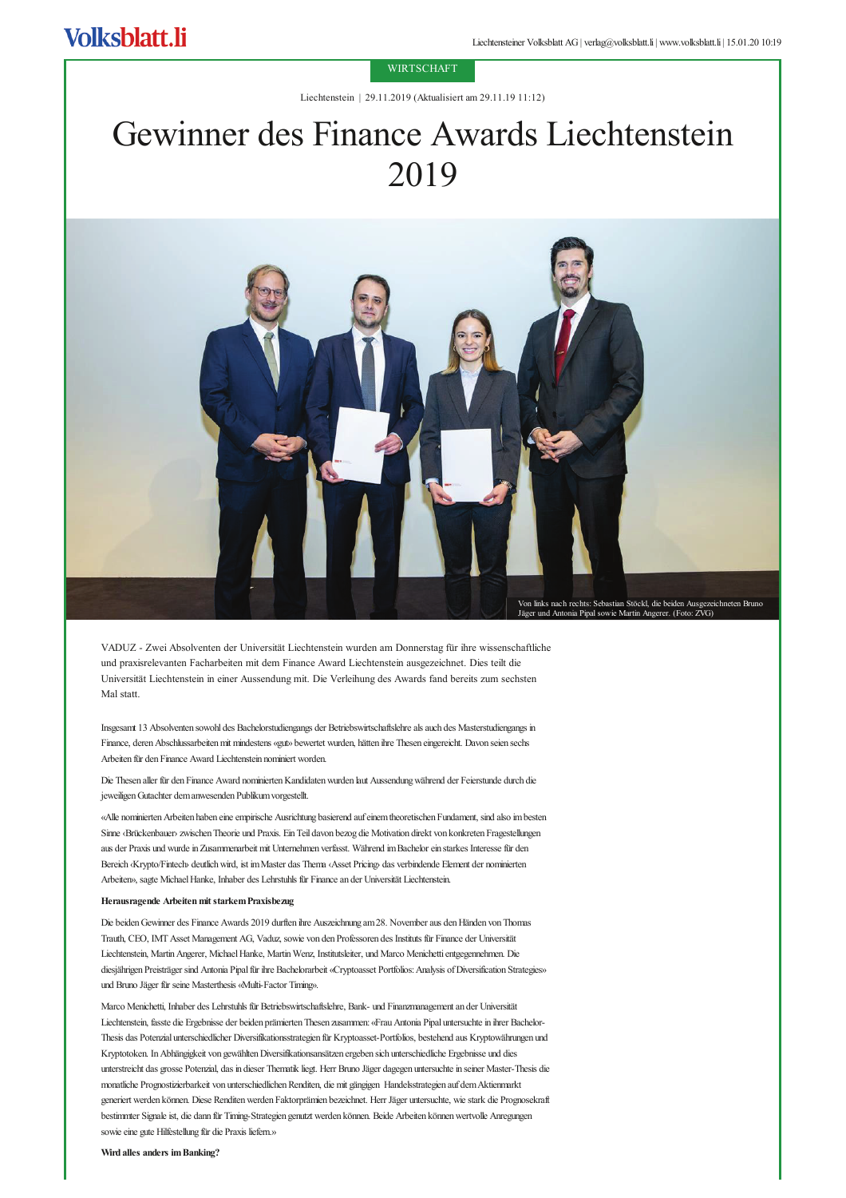WIRTSCHAFT

Liechtenstein | 29.11.2019 (Aktualisiert am 29.11.19 11:12)

# Gewinner des Finance Awards Liechtenstein 2019

Von links nach rechts: Sebastian Stöckl, die beiden Ausgezeichneten Bruno Jäger und Antonia Pipal sowie Martin Angerer. (Foto: ZVG)

VADUZ - Zwei Absolventen der Universität Liechtenstein wurden am Donnerstag für ihre wissenschaftliche und praxisrelevanten Facharbeiten mit dem Finance Award Liechtenstein ausgezeichnet. Dies teilt die Universität Liechtenstein in einer Aussendung mit. Die Verleihung des Awards fand bereits zum sechsten Mal statt.

Insgesamt 13 Absolventen sowohl des Bachelorstudiengangs der Betriebswirtschaftslehre als auch des Masterstudiengangs in Finance, deren Abschlussarbeiten mit mindestens «gut» bewertet wurden, hätten ihre Thesen eingereicht. Davon seien sechs Arbeiten für den Finance Award Liechtenstein nominiert worden.

Die Thesen aller für den Finance Award nominierten Kandidaten wurden laut Aussendung während der Feierstunde durch die jeweiligen Gutachter dem anwesenden Publikum vorgestellt.

«Alle nominierten Arbeiten haben eine empirische Ausrichtung basierend auf einem theoretischen Fundament, sind also im besten Sinne ‹Brückenbauer› zwischen Theorie und Praxis. Ein Teil davon bezog die Motivation direkt von konkreten Fragestellungen aus der Praxis und wurde in Zusammenarbeit mit Unternehmen verfasst. Während im Bachelor ein starkes Interesse für den Bereich ‹Krypto/Fintech› deutlich wird, ist im Master das Thema ‹Asset Pricing› das verbindende Element der nominierten Arbeiten», sagte Michael Hanke, Inhaber des Lehrstuhls für Finance an der Universität Liechtenstein.

**Herausragende Arbeiten mit starkem Praxisbezug**

Die beiden Gewinner des Finance Awards 2019 durften ihre Auszeichnung am 28. November aus den Händen von Thomas Trauth, CEO, IMT Asset Management AG, Vaduz, sowie von den Professoren des Instituts für Finance der Universität Liechtenstein, Martin Angerer, Michael Hanke, Martin Wenz, Institutsleiter, und Marco Menichetti entgegennehmen. Die diesjährigen Preisträger sind Antonia Pipal für ihre Bachelorarbeit «Cryptoasset Portfolios: Analysis of Diversification Strategies» und Bruno Jäger für seine Masterthesis «Multi-Factor Timing».

Marco Menichetti, Inhaber des Lehrstuhls für Betriebswirtschaftslehre, Bank- und Finanzmanagement an der Universität Liechtenstein, fasste die Ergebnisse der beiden prämierten Thesen zusammen: «Frau Antonia Pipal untersuchte in ihrer Bachelor-Thesis das Potenzial unterschiedlicher Diversifikationsstrategien für Kryptoasset-Portfolios, bestehend aus Kryptowährungen und Kryptotoken. In Abhängigkeit von gewählten Diversifikationsansätzen ergeben sich unterschiedliche Ergebnisse und dies unterstreicht das grosse Potenzial, das in dieser Thematik liegt. Herr Bruno Jäger dagegen untersuchte in seiner Master-Thesis die monatliche Prognostizierbarkeit von unterschiedlichen Renditen, die mit gängigen Handelsstrategien auf dem Aktienmarkt generiert werden können. Diese Renditen werden Faktorprämien bezeichnet. Herr Jäger untersuchte, wie stark die Prognosekraft bestimmter Signale ist, die dann für Timing-Strategien genutzt werden können. Beide Arbeiten können wertvolle Anregungen sowie eine gute Hilfestellung für die Praxis liefern.»

**Wird alles anders im Banking?**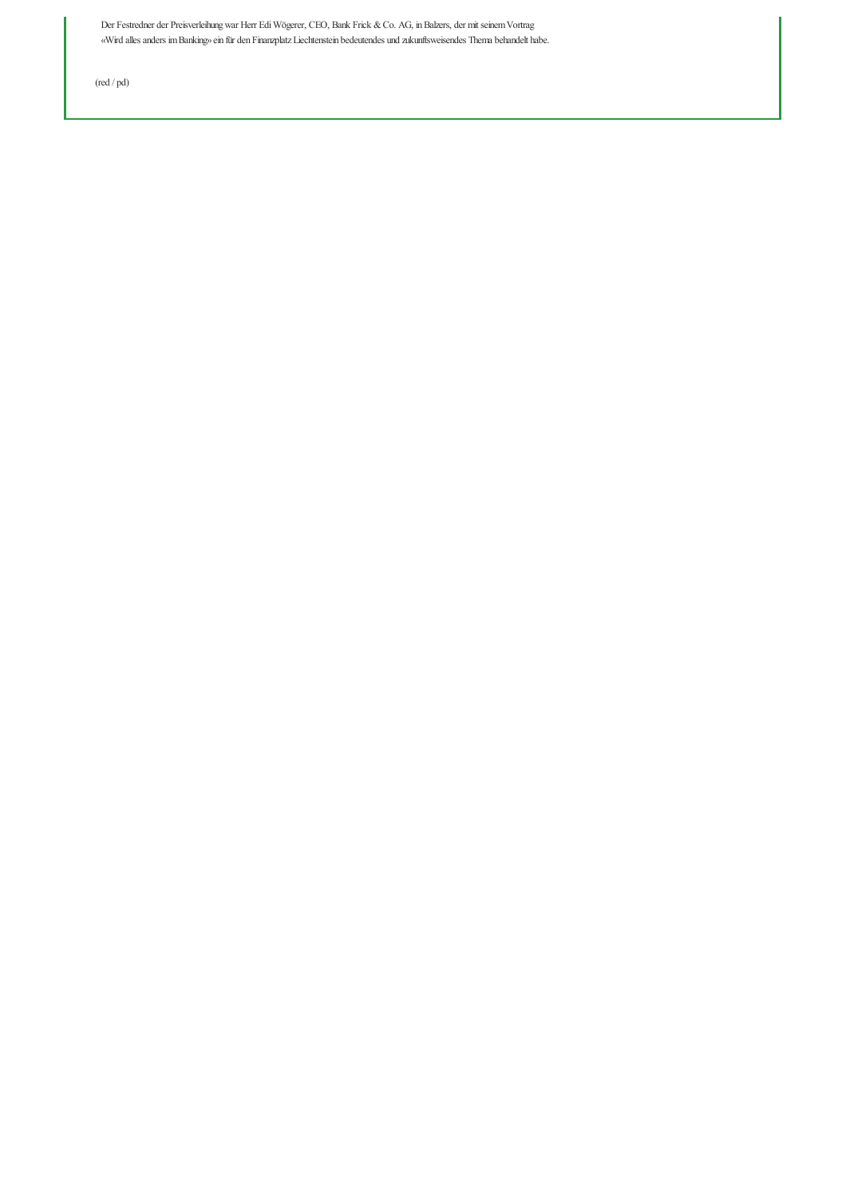Der Festredner der Preisverleihung war Herr Edi Wögerer, CEO, Bank Frick & Co. AG, in Balzers, der mit seinem Vortrag «Wird alles anders im Banking» ein für den Finanzplatz Liechtenstein bedeutendes und zukunftsweisendes Thema behandelt habe.

(red / pd)